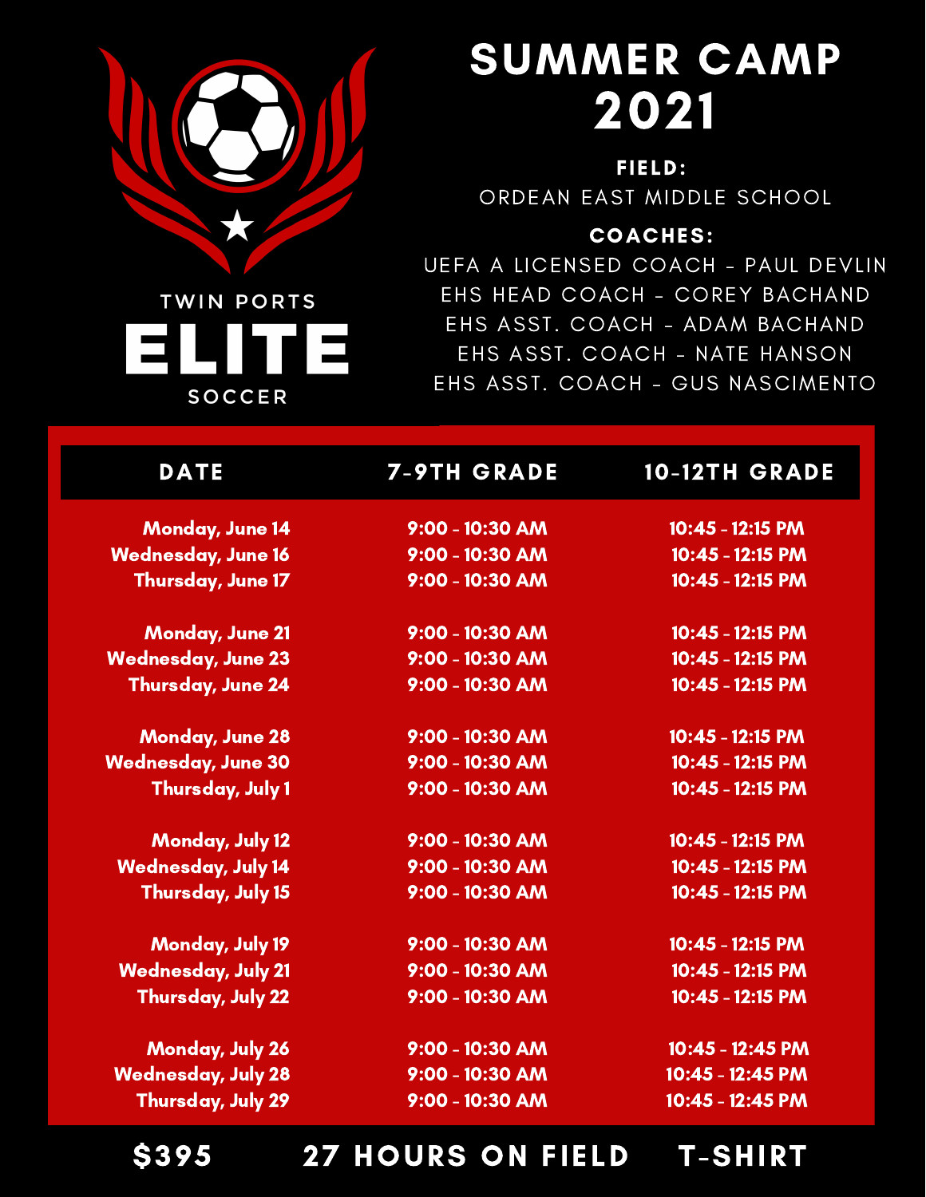TWIN PORTS
# ELITE
SOCCER

# SUMMER CAMP 2021

**FIELD:**
ORDEAN EAST MIDDLE SCHOOL

**COACHES:**
UEFA A LICENSED COACH – PAUL DEVLIN
EHS HEAD COACH – COREY BACHAND
EHS ASST. COACH – ADAM BACHAND
EHS ASST. COACH – NATE HANSON
EHS ASST. COACH – GUS NASCIMENTO

| DATE | 7-9TH GRADE | 10-12TH GRADE |
|---|---|---|
| Monday, June 14 | 9:00 - 10:30 AM | 10:45 - 12:15 PM |
| Wednesday, June 16 | 9:00 - 10:30 AM | 10:45 - 12:15 PM |
| Thursday, June 17 | 9:00 - 10:30 AM | 10:45 - 12:15 PM |
| Monday, June 21 | 9:00 - 10:30 AM | 10:45 - 12:15 PM |
| Wednesday, June 23 | 9:00 - 10:30 AM | 10:45 - 12:15 PM |
| Thursday, June 24 | 9:00 - 10:30 AM | 10:45 - 12:15 PM |
| Monday, June 28 | 9:00 - 10:30 AM | 10:45 - 12:15 PM |
| Wednesday, June 30 | 9:00 - 10:30 AM | 10:45 - 12:15 PM |
| Thursday, July 1 | 9:00 - 10:30 AM | 10:45 - 12:15 PM |
| Monday, July 12 | 9:00 - 10:30 AM | 10:45 - 12:15 PM |
| Wednesday, July 14 | 9:00 - 10:30 AM | 10:45 - 12:15 PM |
| Thursday, July 15 | 9:00 - 10:30 AM | 10:45 - 12:15 PM |
| Monday, July 19 | 9:00 - 10:30 AM | 10:45 - 12:15 PM |
| Wednesday, July 21 | 9:00 - 10:30 AM | 10:45 - 12:15 PM |
| Thursday, July 22 | 9:00 - 10:30 AM | 10:45 - 12:15 PM |
| Monday, July 26 | 9:00 - 10:30 AM | 10:45 - 12:45 PM |
| Wednesday, July 28 | 9:00 - 10:30 AM | 10:45 - 12:45 PM |
| Thursday, July 29 | 9:00 - 10:30 AM | 10:45 - 12:45 PM |

**$395 — 27 HOURS ON FIELD — T-SHIRT**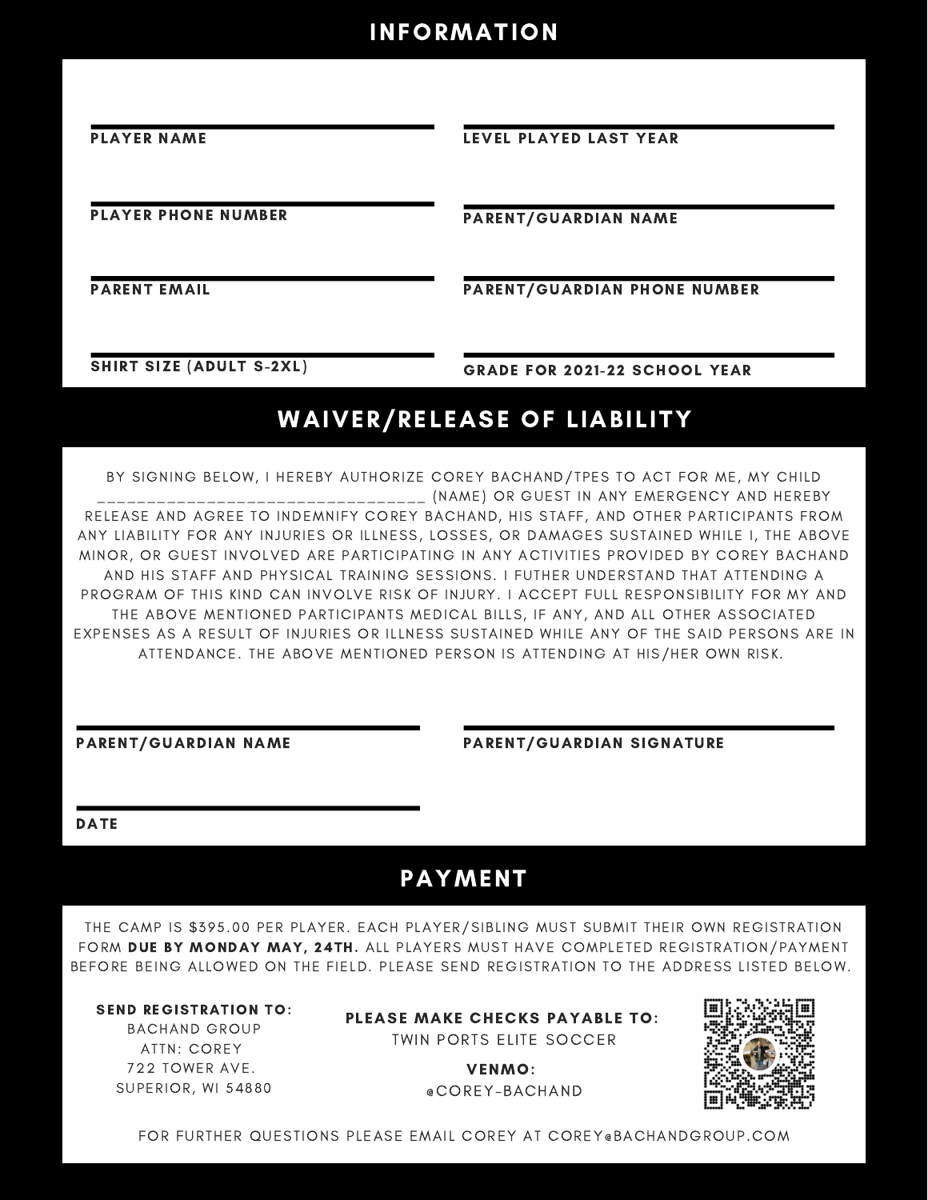## INFORMATION

PLAYER NAME

LEVEL PLAYED LAST YEAR

PLAYER PHONE NUMBER

PARENT/GUARDIAN NAME

PARENT EMAIL

PARENT/GUARDIAN PHONE NUMBER

SHIRT SIZE (ADULT S-2XL)

GRADE FOR 2021-22 SCHOOL YEAR

## WAIVER/RELEASE OF LIABILITY

BY SIGNING BELOW, I HEREBY AUTHORIZE COREY BACHAND/TPES TO ACT FOR ME, MY CHILD ________________________________ (NAME) OR GUEST IN ANY EMERGENCY AND HEREBY RELEASE AND AGREE TO INDEMNIFY COREY BACHAND, HIS STAFF, AND OTHER PARTICIPANTS FROM ANY LIABILITY FOR ANY INJURIES OR ILLNESS, LOSSES, OR DAMAGES SUSTAINED WHILE I, THE ABOVE MINOR, OR GUEST INVOLVED ARE PARTICIPATING IN ANY ACTIVITIES PROVIDED BY COREY BACHAND AND HIS STAFF AND PHYSICAL TRAINING SESSIONS. I FUTHER UNDERSTAND THAT ATTENDING A PROGRAM OF THIS KIND CAN INVOLVE RISK OF INJURY. I ACCEPT FULL RESPONSIBILITY FOR MY AND THE ABOVE MENTIONED PARTICIPANTS MEDICAL BILLS, IF ANY, AND ALL OTHER ASSOCIATED EXPENSES AS A RESULT OF INJURIES OR ILLNESS SUSTAINED WHILE ANY OF THE SAID PERSONS ARE IN ATTENDANCE. THE ABOVE MENTIONED PERSON IS ATTENDING AT HIS/HER OWN RISK.

PARENT/GUARDIAN NAME

PARENT/GUARDIAN SIGNATURE

DATE

## PAYMENT

THE CAMP IS $395.00 PER PLAYER. EACH PLAYER/SIBLING MUST SUBMIT THEIR OWN REGISTRATION FORM **DUE BY MONDAY MAY, 24TH.** ALL PLAYERS MUST HAVE COMPLETED REGISTRATION/PAYMENT BEFORE BEING ALLOWED ON THE FIELD. PLEASE SEND REGISTRATION TO THE ADDRESS LISTED BELOW.

**SEND REGISTRATION TO:**
BACHAND GROUP
ATTN: COREY
722 TOWER AVE.
SUPERIOR, WI 54880

**PLEASE MAKE CHECKS PAYABLE TO:**
TWIN PORTS ELITE SOCCER

**VENMO:**
@COREY-BACHAND

FOR FURTHER QUESTIONS PLEASE EMAIL COREY AT COREY@BACHANDGROUP.COM